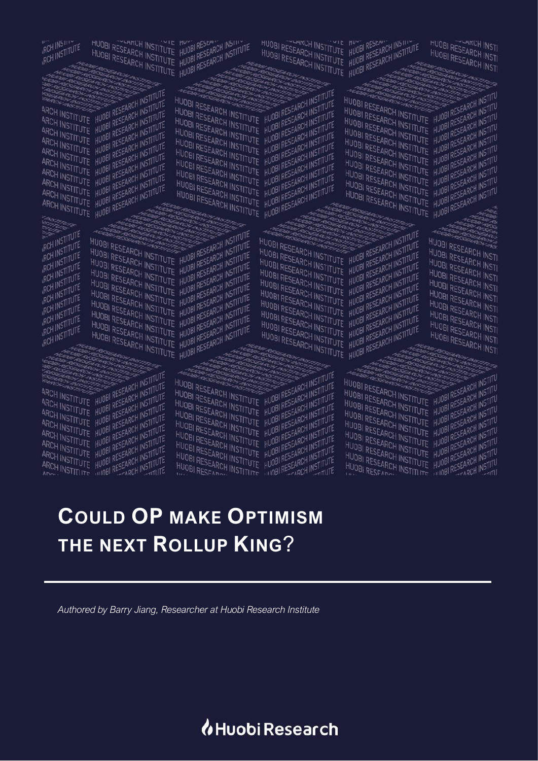# Could OP make Optimism the next Rollup King?

*Authored by Barry Jiang, Researcher at Huobi Research Institute*

Huobi Research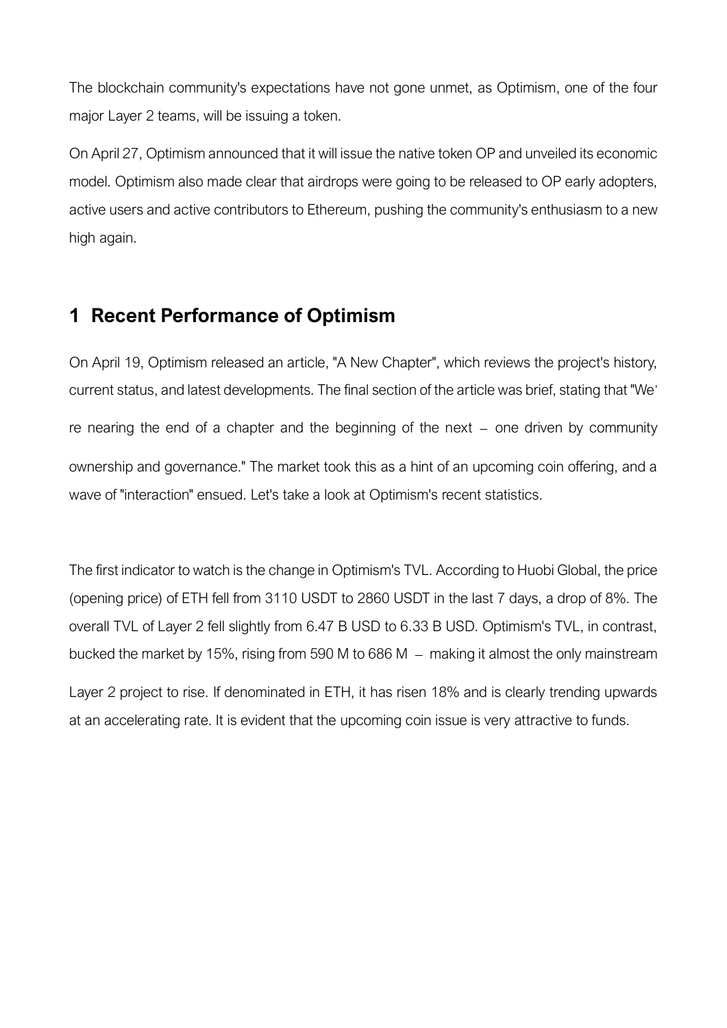The blockchain community's expectations have not gone unmet, as Optimism, one of the four major Layer 2 teams, will be issuing a token.

On April 27, Optimism announced that it will issue the native token OP and unveiled its economic model. Optimism also made clear that airdrops were going to be released to OP early adopters, active users and active contributors to Ethereum, pushing the community's enthusiasm to a new high again.

## 1 Recent Performance of Optimism

On April 19, Optimism released an article, "A New Chapter", which reviews the project's history, current status, and latest developments. The final section of the article was brief, stating that "We're nearing the end of a chapter and the beginning of the next – one driven by community ownership and governance." The market took this as a hint of an upcoming coin offering, and a wave of "interaction" ensued. Let's take a look at Optimism's recent statistics.

The first indicator to watch is the change in Optimism's TVL. According to Huobi Global, the price (opening price) of ETH fell from 3110 USDT to 2860 USDT in the last 7 days, a drop of 8%. The overall TVL of Layer 2 fell slightly from 6.47 B USD to 6.33 B USD. Optimism's TVL, in contrast, bucked the market by 15%, rising from 590 M to 686 M – making it almost the only mainstream Layer 2 project to rise. If denominated in ETH, it has risen 18% and is clearly trending upwards at an accelerating rate. It is evident that the upcoming coin issue is very attractive to funds.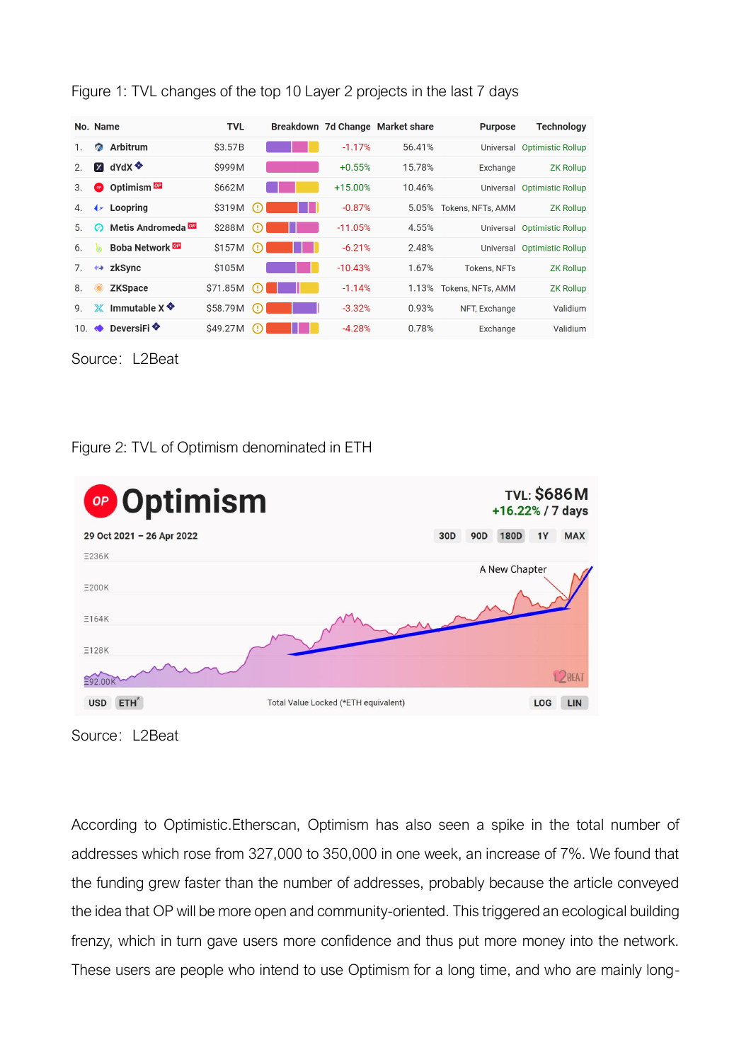Figure 1: TVL changes of the top 10 Layer 2 projects in the last 7 days

| No. | Name | TVL | Breakdown | 7d Change | Market share | Purpose | Technology |
|---|---|---|---|---|---|---|---|
| 1. | Arbitrum | $3.57B | | -1.17% | 56.41% | Universal | Optimistic Rollup |
| 2. | dYdX | $999M | | +0.55% | 15.78% | Exchange | ZK Rollup |
| 3. | Optimism | $662M | | +15.00% | 10.46% | Universal | Optimistic Rollup |
| 4. | Loopring | $319M | | -0.87% | 5.05% | Tokens, NFTs, AMM | ZK Rollup |
| 5. | Metis Andromeda | $288M | | -11.05% | 4.55% | Universal | Optimistic Rollup |
| 6. | Boba Network | $157M | | -6.21% | 2.48% | Universal | Optimistic Rollup |
| 7. | zkSync | $105M | | -10.43% | 1.67% | Tokens, NFTs | ZK Rollup |
| 8. | ZKSpace | $71.85M | | -1.14% | 1.13% | Tokens, NFTs, AMM | ZK Rollup |
| 9. | Immutable X | $58.79M | | -3.32% | 0.93% | NFT, Exchange | Validium |
| 10. | DeversiFi | $49.27M | | -4.28% | 0.78% | Exchange | Validium |

Source: L2Beat

Figure 2: TVL of Optimism denominated in ETH

Source: L2Beat

According to Optimistic.Etherscan, Optimism has also seen a spike in the total number of addresses which rose from 327,000 to 350,000 in one week, an increase of 7%. We found that the funding grew faster than the number of addresses, probably because the article conveyed the idea that OP will be more open and community-oriented. This triggered an ecological building frenzy, which in turn gave users more confidence and thus put more money into the network. These users are people who intend to use Optimism for a long time, and who are mainly long-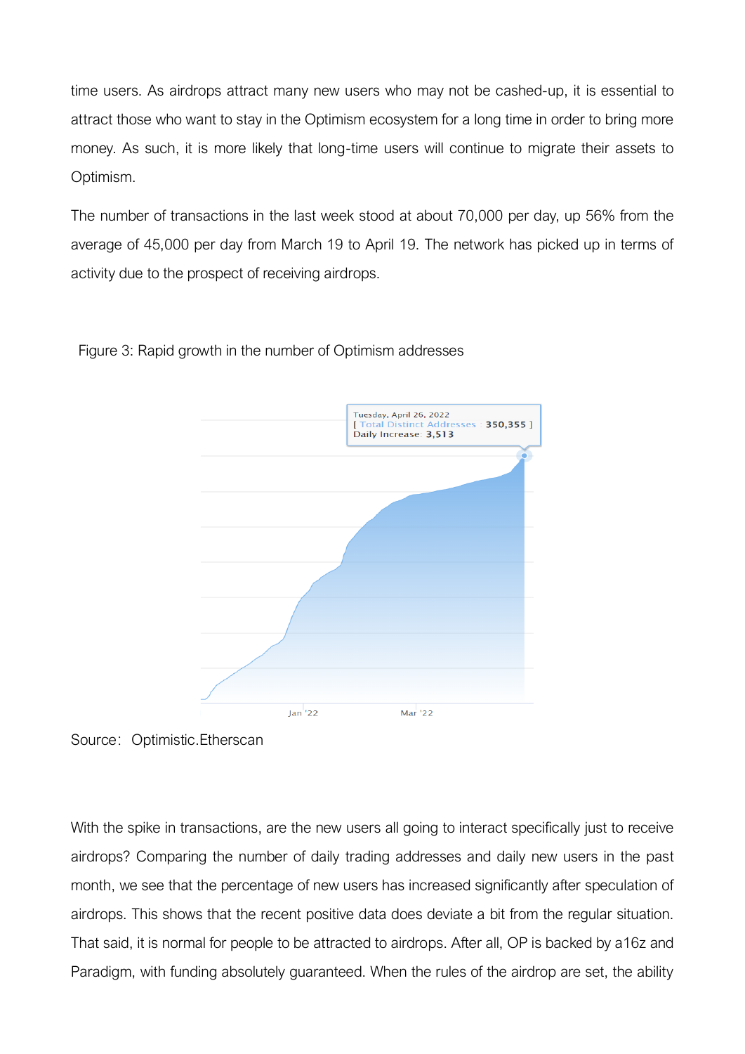time users. As airdrops attract many new users who may not be cashed-up, it is essential to attract those who want to stay in the Optimism ecosystem for a long time in order to bring more money. As such, it is more likely that long-time users will continue to migrate their assets to Optimism.

The number of transactions in the last week stood at about 70,000 per day, up 56% from the average of 45,000 per day from March 19 to April 19. The network has picked up in terms of activity due to the prospect of receiving airdrops.

Figure 3: Rapid growth in the number of Optimism addresses

Source: Optimistic.Etherscan

With the spike in transactions, are the new users all going to interact specifically just to receive airdrops? Comparing the number of daily trading addresses and daily new users in the past month, we see that the percentage of new users has increased significantly after speculation of airdrops. This shows that the recent positive data does deviate a bit from the regular situation. That said, it is normal for people to be attracted to airdrops. After all, OP is backed by a16z and Paradigm, with funding absolutely guaranteed. When the rules of the airdrop are set, the ability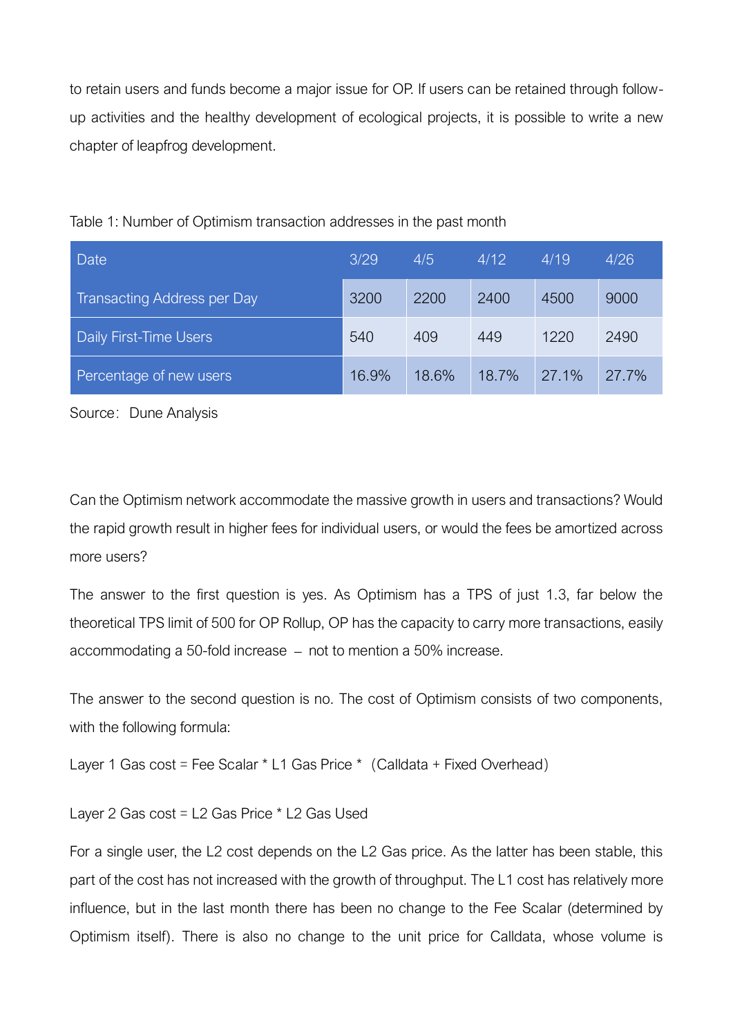to retain users and funds become a major issue for OP. If users can be retained through follow-up activities and the healthy development of ecological projects, it is possible to write a new chapter of leapfrog development.

Table 1: Number of Optimism transaction addresses in the past month

| Date | 3/29 | 4/5 | 4/12 | 4/19 | 4/26 |
| --- | --- | --- | --- | --- | --- |
| Transacting Address per Day | 3200 | 2200 | 2400 | 4500 | 9000 |
| Daily First-Time Users | 540 | 409 | 449 | 1220 | 2490 |
| Percentage of new users | 16.9% | 18.6% | 18.7% | 27.1% | 27.7% |

Source: Dune Analysis

Can the Optimism network accommodate the massive growth in users and transactions? Would the rapid growth result in higher fees for individual users, or would the fees be amortized across more users?

The answer to the first question is yes. As Optimism has a TPS of just 1.3, far below the theoretical TPS limit of 500 for OP Rollup, OP has the capacity to carry more transactions, easily accommodating a 50-fold increase – not to mention a 50% increase.

The answer to the second question is no. The cost of Optimism consists of two components, with the following formula:

Layer 1 Gas cost = Fee Scalar * L1 Gas Price * (Calldata + Fixed Overhead)

Layer 2 Gas cost = L2 Gas Price * L2 Gas Used

For a single user, the L2 cost depends on the L2 Gas price. As the latter has been stable, this part of the cost has not increased with the growth of throughput. The L1 cost has relatively more influence, but in the last month there has been no change to the Fee Scalar (determined by Optimism itself). There is also no change to the unit price for Calldata, whose volume is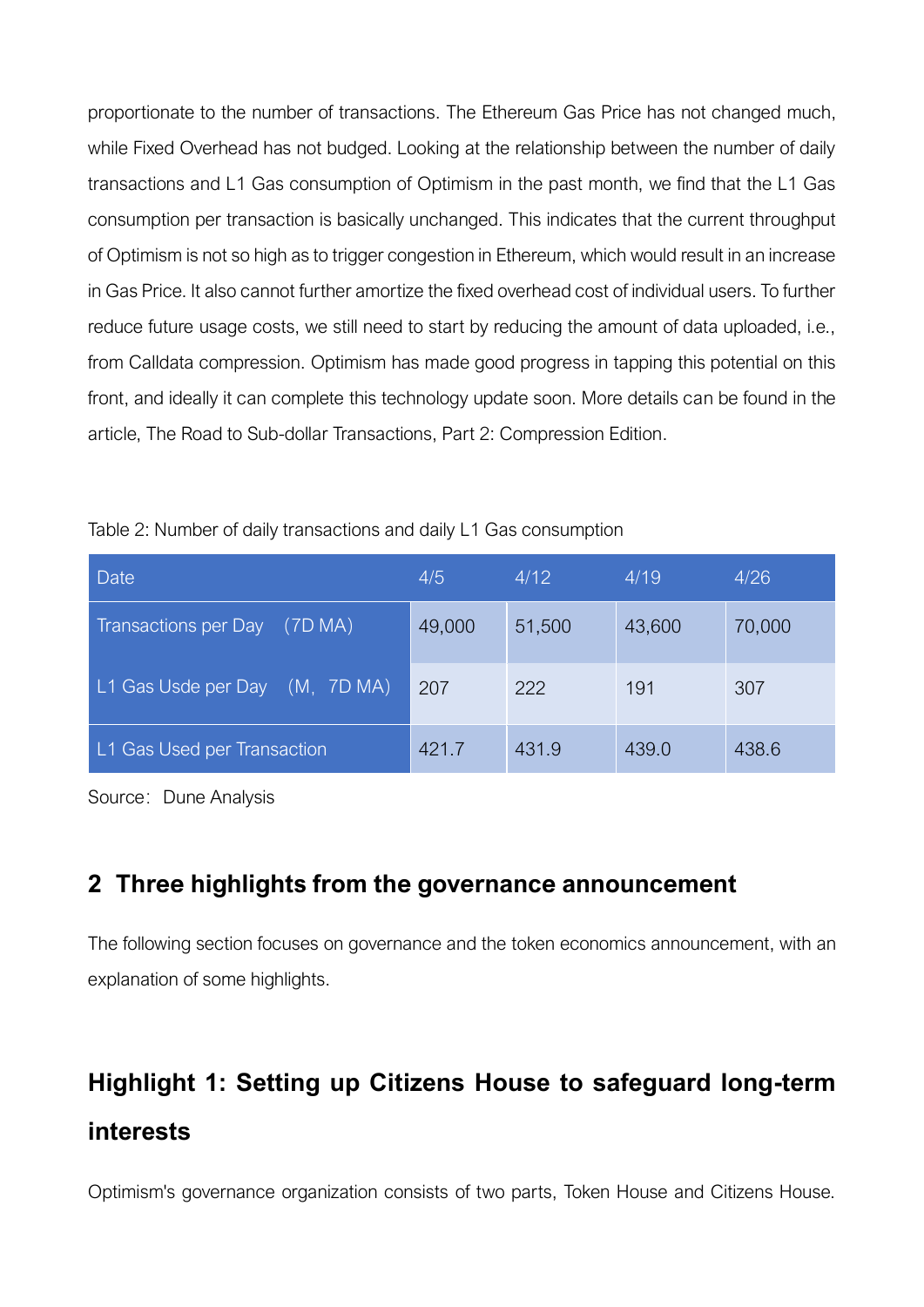proportionate to the number of transactions. The Ethereum Gas Price has not changed much, while Fixed Overhead has not budged. Looking at the relationship between the number of daily transactions and L1 Gas consumption of Optimism in the past month, we find that the L1 Gas consumption per transaction is basically unchanged. This indicates that the current throughput of Optimism is not so high as to trigger congestion in Ethereum, which would result in an increase in Gas Price. It also cannot further amortize the fixed overhead cost of individual users. To further reduce future usage costs, we still need to start by reducing the amount of data uploaded, i.e., from Calldata compression. Optimism has made good progress in tapping this potential on this front, and ideally it can complete this technology update soon. More details can be found in the article, The Road to Sub-dollar Transactions, Part 2: Compression Edition.

Table 2: Number of daily transactions and daily L1 Gas consumption

| Date | 4/5 | 4/12 | 4/19 | 4/26 |
|---|---|---|---|---|
| Transactions per Day （7D MA） | 49,000 | 51,500 | 43,600 | 70,000 |
| L1 Gas Usde per Day （M，7D MA） | 207 | 222 | 191 | 307 |
| L1 Gas Used per Transaction | 421.7 | 431.9 | 439.0 | 438.6 |

Source：Dune Analysis

## 2 Three highlights from the governance announcement

The following section focuses on governance and the token economics announcement, with an explanation of some highlights.

### Highlight 1: Setting up Citizens House to safeguard long-term interests

Optimism's governance organization consists of two parts, Token House and Citizens House.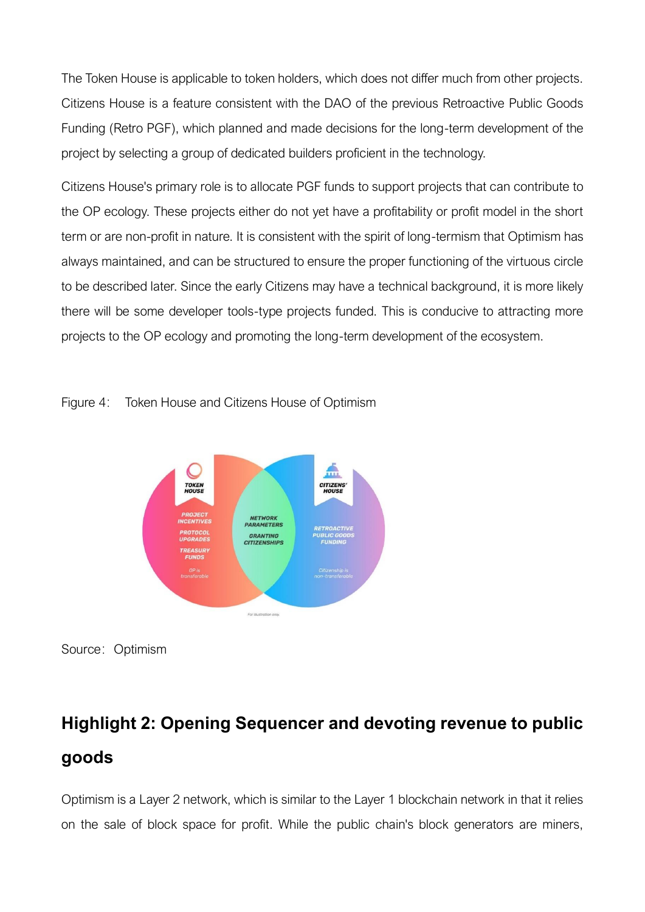The Token House is applicable to token holders, which does not differ much from other projects. Citizens House is a feature consistent with the DAO of the previous Retroactive Public Goods Funding (Retro PGF), which planned and made decisions for the long-term development of the project by selecting a group of dedicated builders proficient in the technology.

Citizens House's primary role is to allocate PGF funds to support projects that can contribute to the OP ecology. These projects either do not yet have a profitability or profit model in the short term or are non-profit in nature. It is consistent with the spirit of long-termism that Optimism has always maintained, and can be structured to ensure the proper functioning of the virtuous circle to be described later. Since the early Citizens may have a technical background, it is more likely there will be some developer tools-type projects funded. This is conducive to attracting more projects to the OP ecology and promoting the long-term development of the ecosystem.

Figure 4: Token House and Citizens House of Optimism

Source: Optimism

## Highlight 2: Opening Sequencer and devoting revenue to public goods

Optimism is a Layer 2 network, which is similar to the Layer 1 blockchain network in that it relies on the sale of block space for profit. While the public chain's block generators are miners,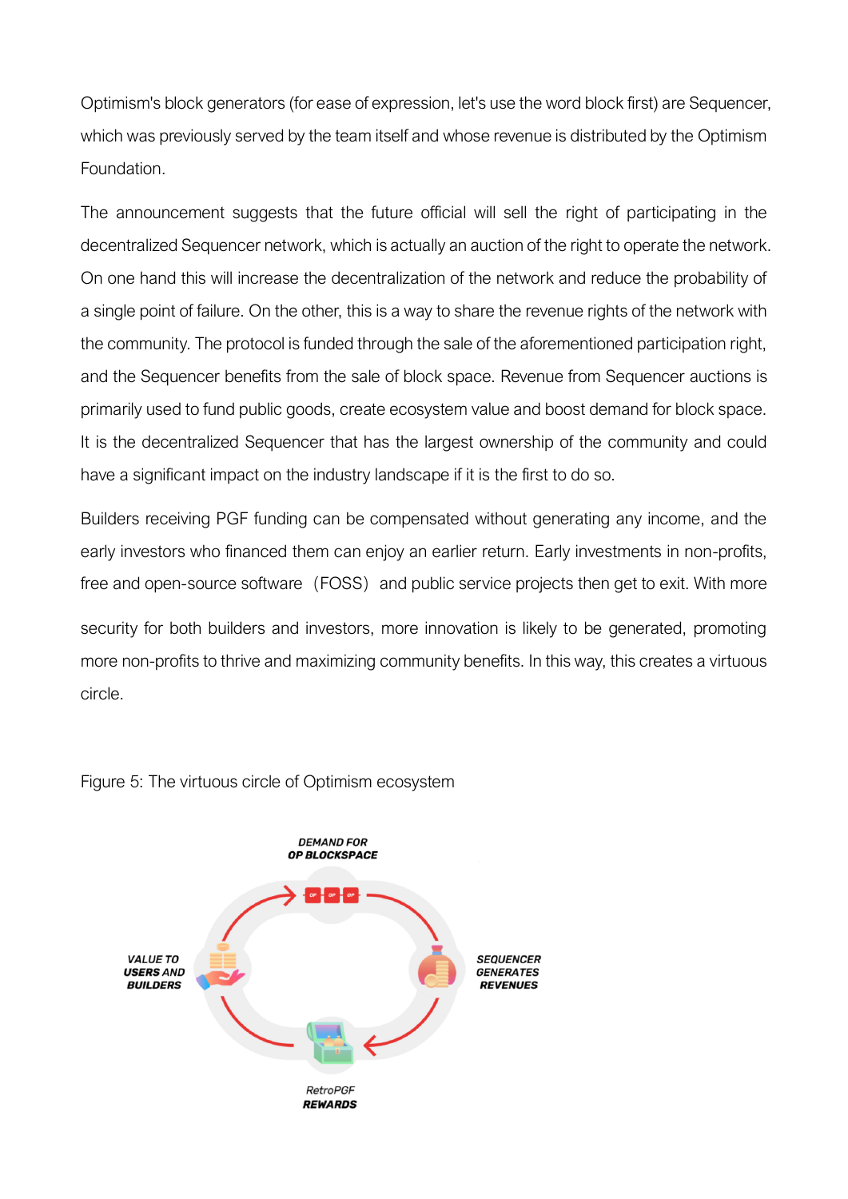Optimism's block generators (for ease of expression, let's use the word block first) are Sequencer, which was previously served by the team itself and whose revenue is distributed by the Optimism Foundation.

The announcement suggests that the future official will sell the right of participating in the decentralized Sequencer network, which is actually an auction of the right to operate the network. On one hand this will increase the decentralization of the network and reduce the probability of a single point of failure. On the other, this is a way to share the revenue rights of the network with the community. The protocol is funded through the sale of the aforementioned participation right, and the Sequencer benefits from the sale of block space. Revenue from Sequencer auctions is primarily used to fund public goods, create ecosystem value and boost demand for block space. It is the decentralized Sequencer that has the largest ownership of the community and could have a significant impact on the industry landscape if it is the first to do so.

Builders receiving PGF funding can be compensated without generating any income, and the early investors who financed them can enjoy an earlier return. Early investments in non-profits, free and open-source software （FOSS） and public service projects then get to exit. With more security for both builders and investors, more innovation is likely to be generated, promoting more non-profits to thrive and maximizing community benefits. In this way, this creates a virtuous circle.

Figure 5: The virtuous circle of Optimism ecosystem

DEMAND FOR OP BLOCKSPACE

SEQUENCER GENERATES REVENUES

RetroPGF REWARDS

VALUE TO USERS AND BUILDERS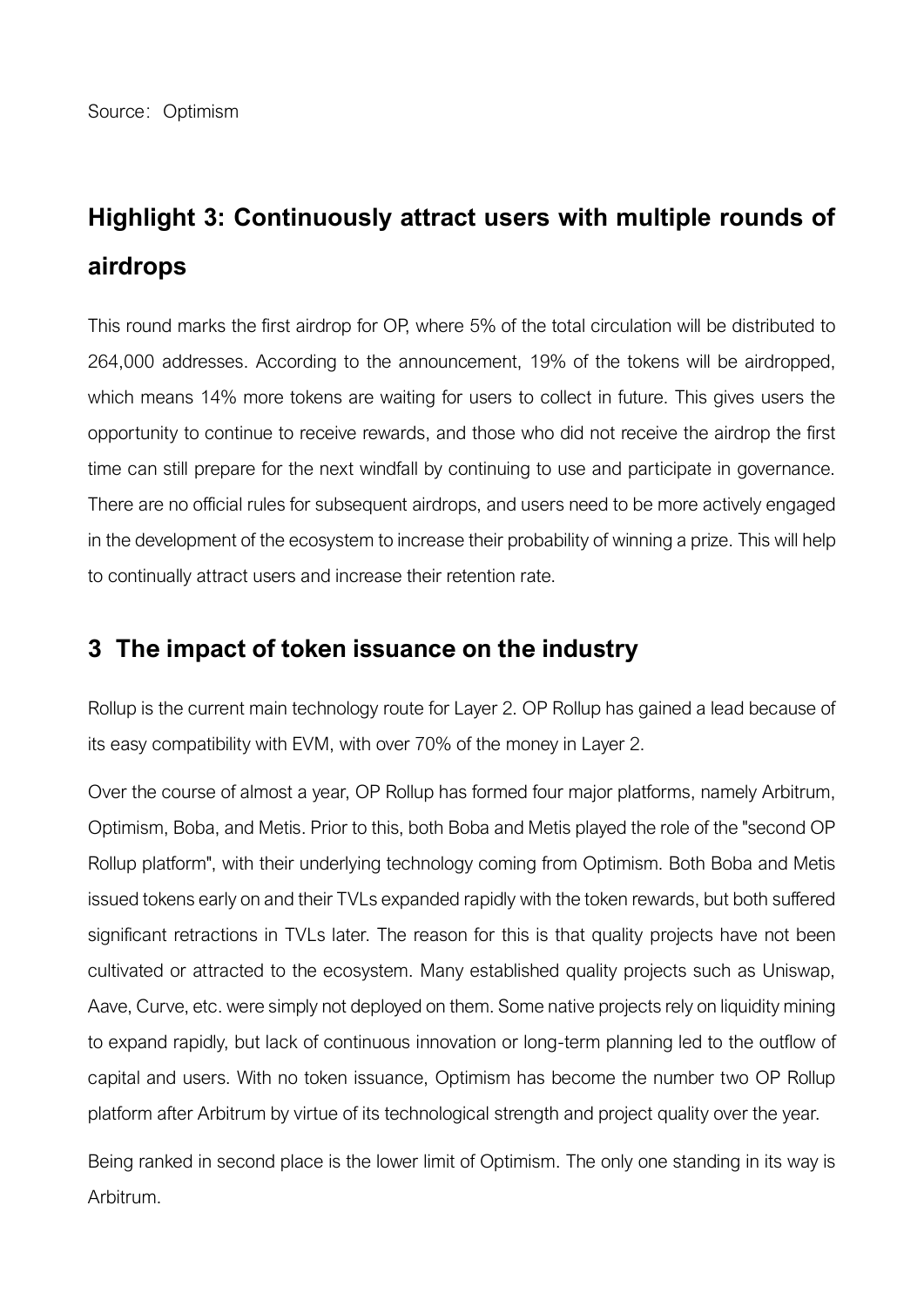Source：Optimism

## Highlight 3: Continuously attract users with multiple rounds of airdrops

This round marks the first airdrop for OP, where 5% of the total circulation will be distributed to 264,000 addresses. According to the announcement, 19% of the tokens will be airdropped, which means 14% more tokens are waiting for users to collect in future. This gives users the opportunity to continue to receive rewards, and those who did not receive the airdrop the first time can still prepare for the next windfall by continuing to use and participate in governance. There are no official rules for subsequent airdrops, and users need to be more actively engaged in the development of the ecosystem to increase their probability of winning a prize. This will help to continually attract users and increase their retention rate.

## 3 The impact of token issuance on the industry

Rollup is the current main technology route for Layer 2. OP Rollup has gained a lead because of its easy compatibility with EVM, with over 70% of the money in Layer 2.

Over the course of almost a year, OP Rollup has formed four major platforms, namely Arbitrum, Optimism, Boba, and Metis. Prior to this, both Boba and Metis played the role of the "second OP Rollup platform", with their underlying technology coming from Optimism. Both Boba and Metis issued tokens early on and their TVLs expanded rapidly with the token rewards, but both suffered significant retractions in TVLs later. The reason for this is that quality projects have not been cultivated or attracted to the ecosystem. Many established quality projects such as Uniswap, Aave, Curve, etc. were simply not deployed on them. Some native projects rely on liquidity mining to expand rapidly, but lack of continuous innovation or long-term planning led to the outflow of capital and users. With no token issuance, Optimism has become the number two OP Rollup platform after Arbitrum by virtue of its technological strength and project quality over the year.

Being ranked in second place is the lower limit of Optimism. The only one standing in its way is Arbitrum.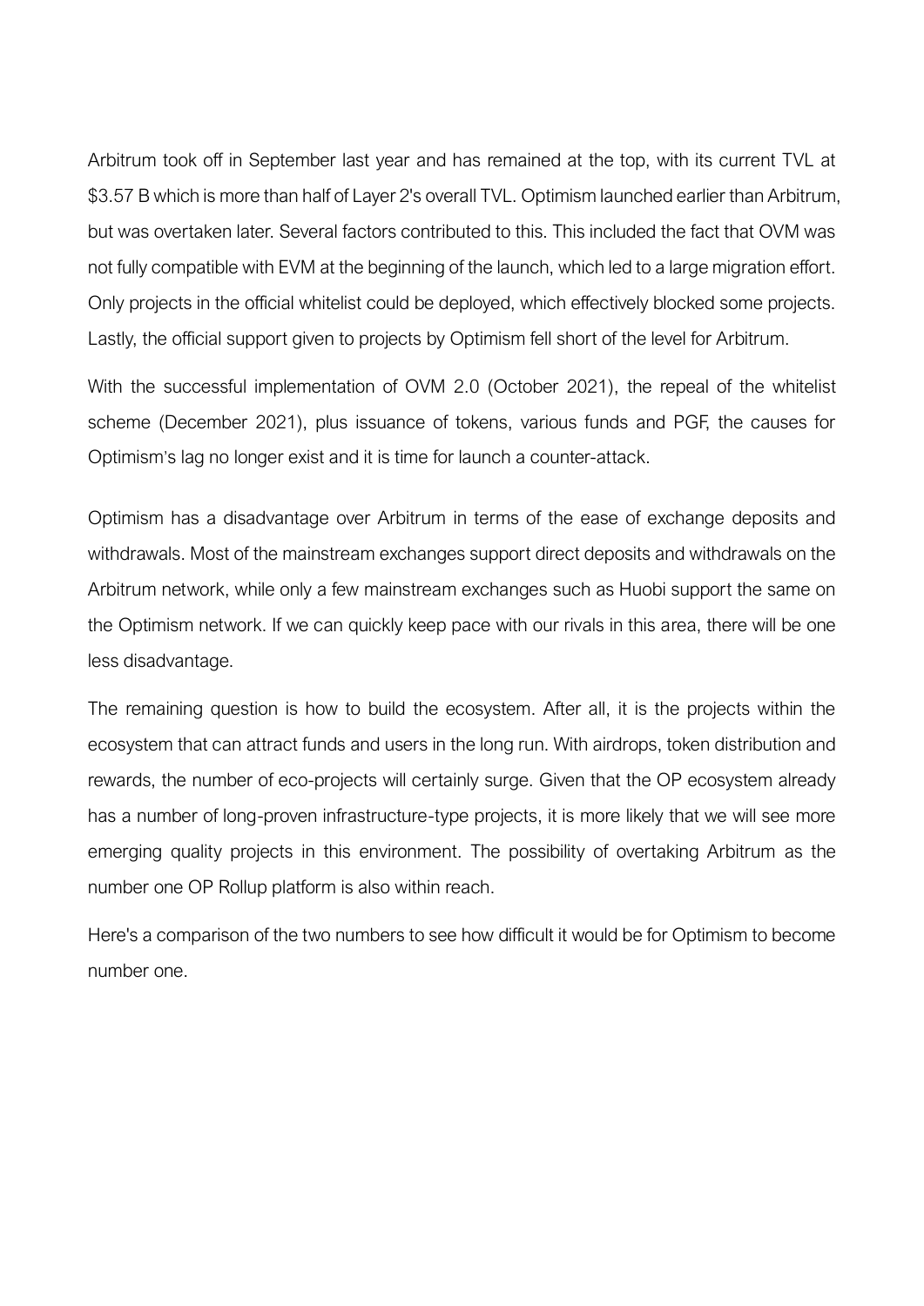Arbitrum took off in September last year and has remained at the top, with its current TVL at \$3.57 B which is more than half of Layer 2's overall TVL. Optimism launched earlier than Arbitrum, but was overtaken later. Several factors contributed to this. This included the fact that OVM was not fully compatible with EVM at the beginning of the launch, which led to a large migration effort. Only projects in the official whitelist could be deployed, which effectively blocked some projects. Lastly, the official support given to projects by Optimism fell short of the level for Arbitrum.

With the successful implementation of OVM 2.0 (October 2021), the repeal of the whitelist scheme (December 2021), plus issuance of tokens, various funds and PGF, the causes for Optimism's lag no longer exist and it is time for launch a counter-attack.

Optimism has a disadvantage over Arbitrum in terms of the ease of exchange deposits and withdrawals. Most of the mainstream exchanges support direct deposits and withdrawals on the Arbitrum network, while only a few mainstream exchanges such as Huobi support the same on the Optimism network. If we can quickly keep pace with our rivals in this area, there will be one less disadvantage.

The remaining question is how to build the ecosystem. After all, it is the projects within the ecosystem that can attract funds and users in the long run. With airdrops, token distribution and rewards, the number of eco-projects will certainly surge. Given that the OP ecosystem already has a number of long-proven infrastructure-type projects, it is more likely that we will see more emerging quality projects in this environment. The possibility of overtaking Arbitrum as the number one OP Rollup platform is also within reach.

Here's a comparison of the two numbers to see how difficult it would be for Optimism to become number one.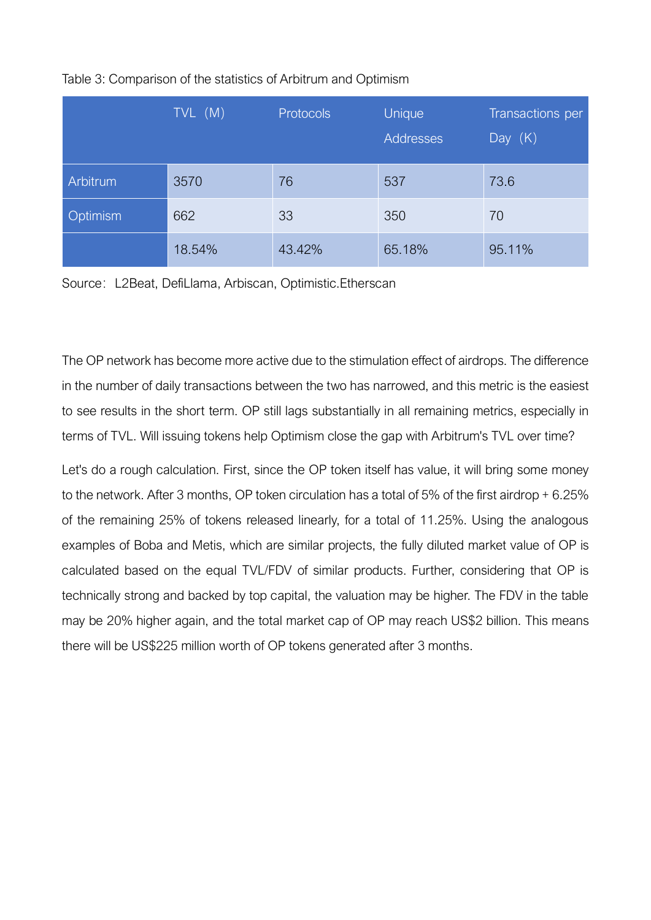Table 3: Comparison of the statistics of Arbitrum and Optimism

| | TVL (M) | Protocols | Unique Addresses | Transactions per Day (K) |
|---|---|---|---|---|
| Arbitrum | 3570 | 76 | 537 | 73.6 |
| Optimism | 662 | 33 | 350 | 70 |
| | 18.54% | 43.42% | 65.18% | 95.11% |

Source: L2Beat, DefiLlama, Arbiscan, Optimistic.Etherscan

The OP network has become more active due to the stimulation effect of airdrops. The difference in the number of daily transactions between the two has narrowed, and this metric is the easiest to see results in the short term. OP still lags substantially in all remaining metrics, especially in terms of TVL. Will issuing tokens help Optimism close the gap with Arbitrum's TVL over time?

Let's do a rough calculation. First, since the OP token itself has value, it will bring some money to the network. After 3 months, OP token circulation has a total of 5% of the first airdrop + 6.25% of the remaining 25% of tokens released linearly, for a total of 11.25%. Using the analogous examples of Boba and Metis, which are similar projects, the fully diluted market value of OP is calculated based on the equal TVL/FDV of similar products. Further, considering that OP is technically strong and backed by top capital, the valuation may be higher. The FDV in the table may be 20% higher again, and the total market cap of OP may reach US$2 billion. This means there will be US$225 million worth of OP tokens generated after 3 months.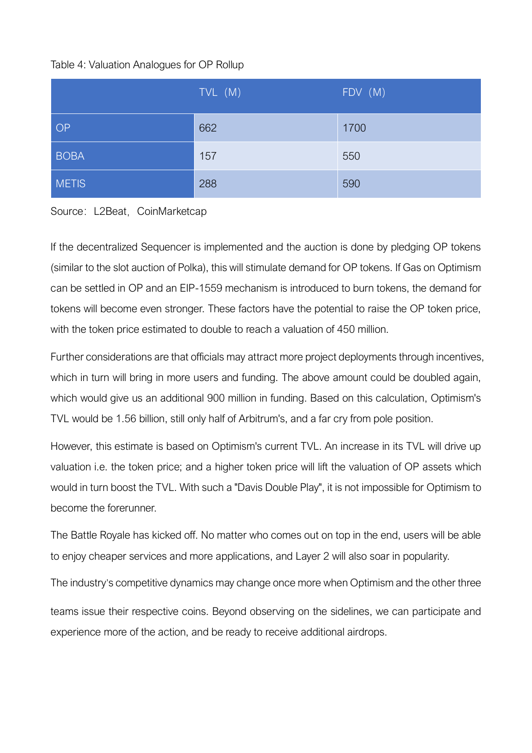Table 4: Valuation Analogues for OP Rollup

| | TVL（M） | FDV（M） |
|---|---|---|
| OP | 662 | 1700 |
| BOBA | 157 | 550 |
| METIS | 288 | 590 |

Source：L2Beat，CoinMarketcap

If the decentralized Sequencer is implemented and the auction is done by pledging OP tokens (similar to the slot auction of Polka), this will stimulate demand for OP tokens. If Gas on Optimism can be settled in OP and an EIP-1559 mechanism is introduced to burn tokens, the demand for tokens will become even stronger. These factors have the potential to raise the OP token price, with the token price estimated to double to reach a valuation of 450 million.

Further considerations are that officials may attract more project deployments through incentives, which in turn will bring in more users and funding. The above amount could be doubled again, which would give us an additional 900 million in funding. Based on this calculation, Optimism's TVL would be 1.56 billion, still only half of Arbitrum's, and a far cry from pole position.

However, this estimate is based on Optimism's current TVL. An increase in its TVL will drive up valuation i.e. the token price; and a higher token price will lift the valuation of OP assets which would in turn boost the TVL. With such a "Davis Double Play", it is not impossible for Optimism to become the forerunner.

The Battle Royale has kicked off. No matter who comes out on top in the end, users will be able to enjoy cheaper services and more applications, and Layer 2 will also soar in popularity.

The industry's competitive dynamics may change once more when Optimism and the other three teams issue their respective coins. Beyond observing on the sidelines, we can participate and experience more of the action, and be ready to receive additional airdrops.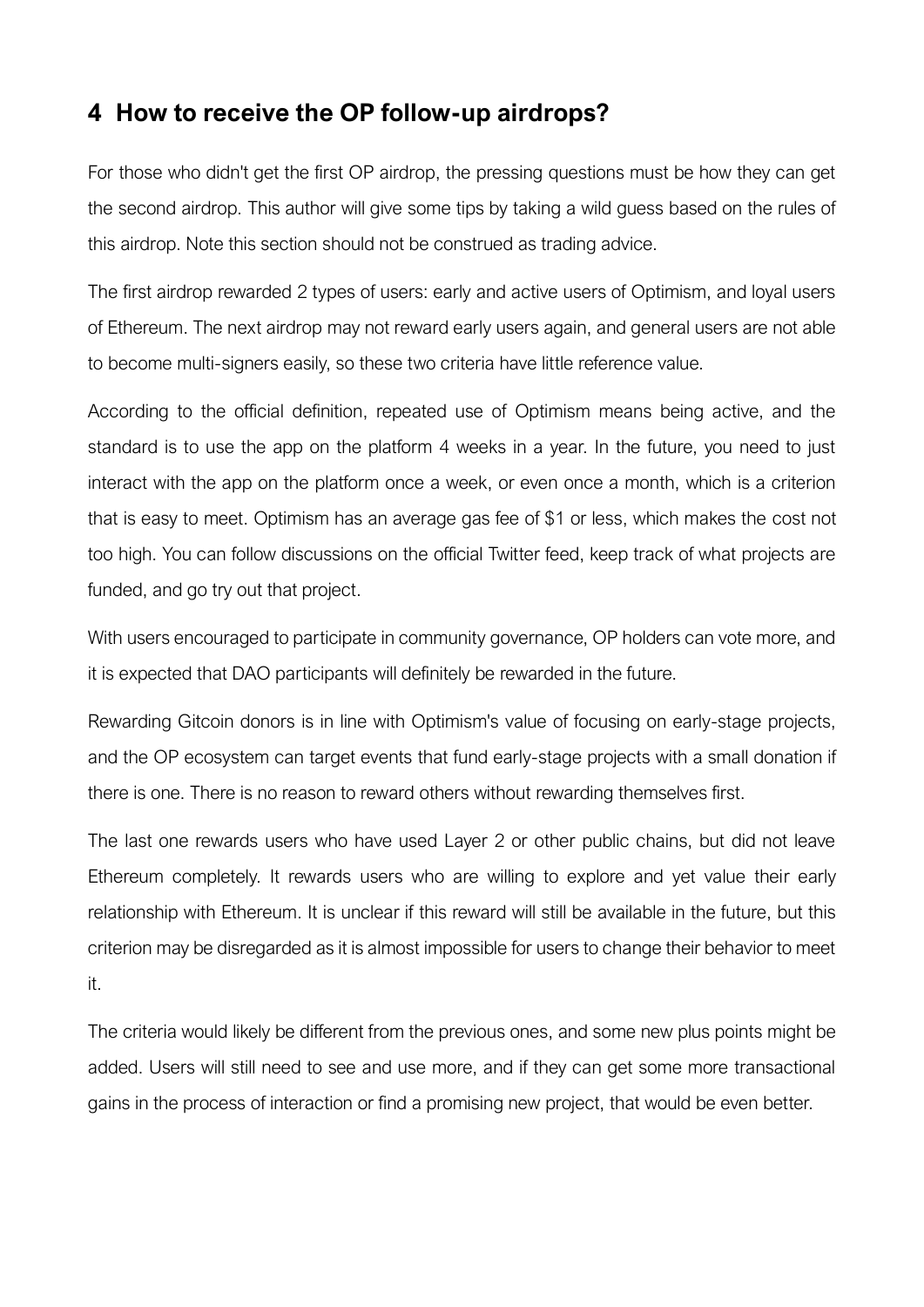## 4 How to receive the OP follow-up airdrops?

For those who didn't get the first OP airdrop, the pressing questions must be how they can get the second airdrop. This author will give some tips by taking a wild guess based on the rules of this airdrop. Note this section should not be construed as trading advice.

The first airdrop rewarded 2 types of users: early and active users of Optimism, and loyal users of Ethereum. The next airdrop may not reward early users again, and general users are not able to become multi-signers easily, so these two criteria have little reference value.

According to the official definition, repeated use of Optimism means being active, and the standard is to use the app on the platform 4 weeks in a year. In the future, you need to just interact with the app on the platform once a week, or even once a month, which is a criterion that is easy to meet. Optimism has an average gas fee of $1 or less, which makes the cost not too high. You can follow discussions on the official Twitter feed, keep track of what projects are funded, and go try out that project.

With users encouraged to participate in community governance, OP holders can vote more, and it is expected that DAO participants will definitely be rewarded in the future.

Rewarding Gitcoin donors is in line with Optimism's value of focusing on early-stage projects, and the OP ecosystem can target events that fund early-stage projects with a small donation if there is one. There is no reason to reward others without rewarding themselves first.

The last one rewards users who have used Layer 2 or other public chains, but did not leave Ethereum completely. It rewards users who are willing to explore and yet value their early relationship with Ethereum. It is unclear if this reward will still be available in the future, but this criterion may be disregarded as it is almost impossible for users to change their behavior to meet it.

The criteria would likely be different from the previous ones, and some new plus points might be added. Users will still need to see and use more, and if they can get some more transactional gains in the process of interaction or find a promising new project, that would be even better.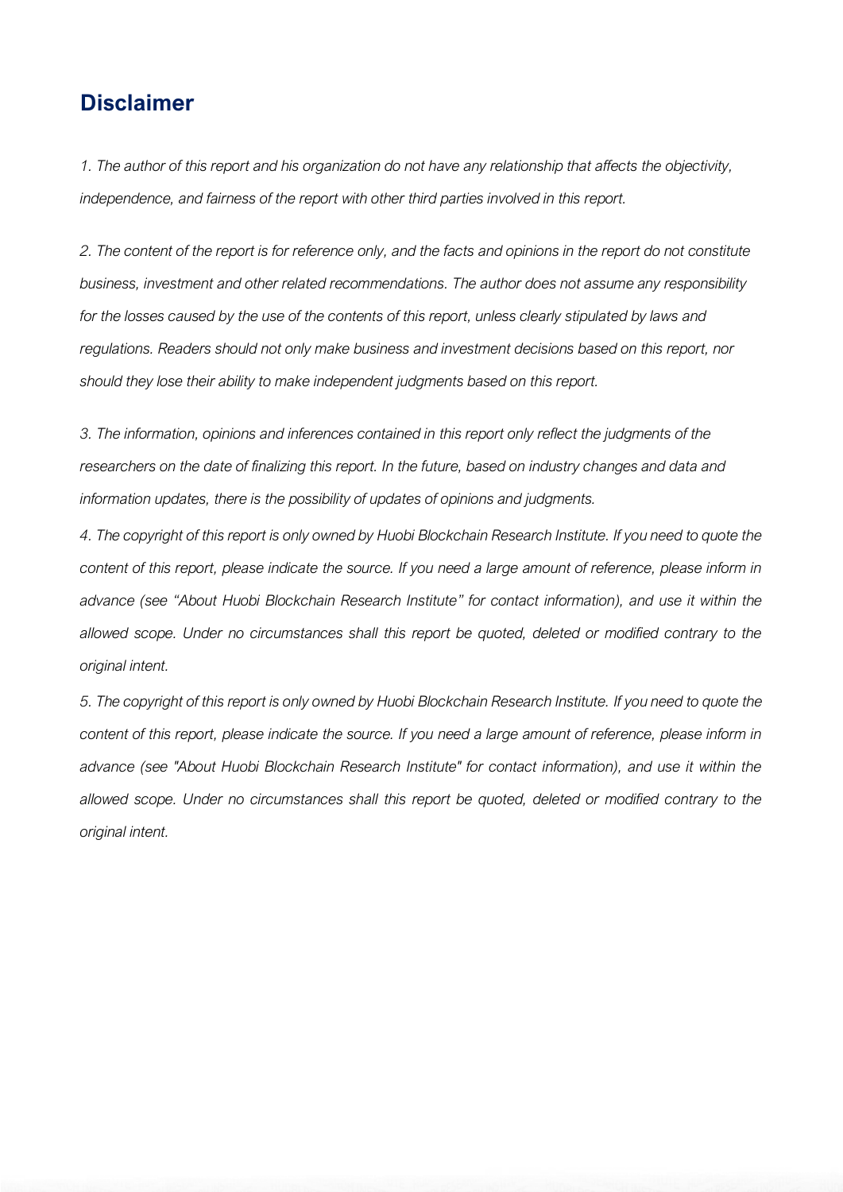## Disclaimer

*1. The author of this report and his organization do not have any relationship that affects the objectivity, independence, and fairness of the report with other third parties involved in this report.*

*2. The content of the report is for reference only, and the facts and opinions in the report do not constitute business, investment and other related recommendations. The author does not assume any responsibility for the losses caused by the use of the contents of this report, unless clearly stipulated by laws and regulations. Readers should not only make business and investment decisions based on this report, nor should they lose their ability to make independent judgments based on this report.*

*3. The information, opinions and inferences contained in this report only reflect the judgments of the researchers on the date of finalizing this report. In the future, based on industry changes and data and information updates, there is the possibility of updates of opinions and judgments.*

*4. The copyright of this report is only owned by Huobi Blockchain Research Institute. If you need to quote the content of this report, please indicate the source. If you need a large amount of reference, please inform in advance (see "About Huobi Blockchain Research Institute" for contact information), and use it within the allowed scope. Under no circumstances shall this report be quoted, deleted or modified contrary to the original intent.*

*5. The copyright of this report is only owned by Huobi Blockchain Research Institute. If you need to quote the content of this report, please indicate the source. If you need a large amount of reference, please inform in advance (see "About Huobi Blockchain Research Institute" for contact information), and use it within the allowed scope. Under no circumstances shall this report be quoted, deleted or modified contrary to the original intent.*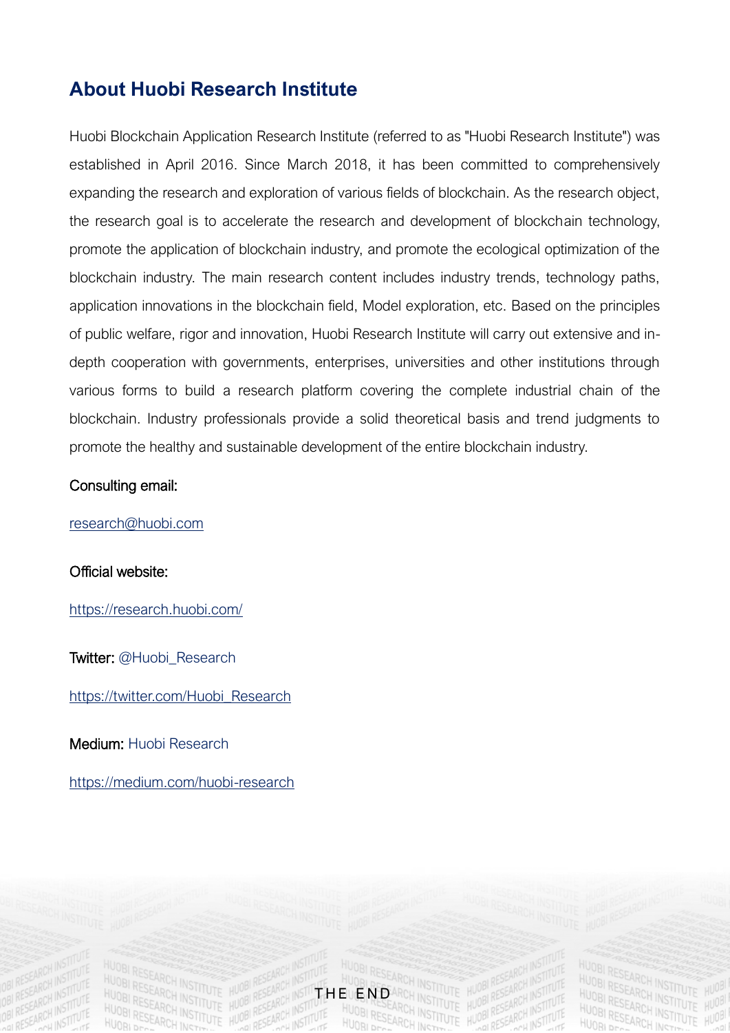## About Huobi Research Institute

Huobi Blockchain Application Research Institute (referred to as "Huobi Research Institute") was established in April 2016. Since March 2018, it has been committed to comprehensively expanding the research and exploration of various fields of blockchain. As the research object, the research goal is to accelerate the research and development of blockchain technology, promote the application of blockchain industry, and promote the ecological optimization of the blockchain industry. The main research content includes industry trends, technology paths, application innovations in the blockchain field, Model exploration, etc. Based on the principles of public welfare, rigor and innovation, Huobi Research Institute will carry out extensive and in-depth cooperation with governments, enterprises, universities and other institutions through various forms to build a research platform covering the complete industrial chain of the blockchain. Industry professionals provide a solid theoretical basis and trend judgments to promote the healthy and sustainable development of the entire blockchain industry.

Consulting email:

research@huobi.com

Official website:

https://research.huobi.com/

Twitter: @Huobi_Research

https://twitter.com/Huobi_Research

Medium: Huobi Research

https://medium.com/huobi-research

THE END